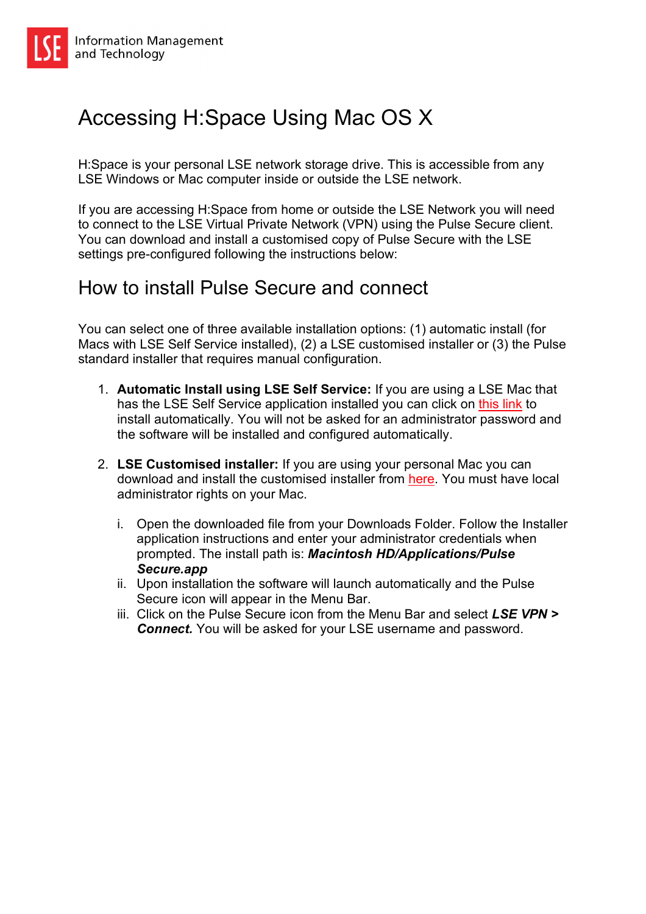# Accessing H:Space Using Mac OS X

H:Space is your personal LSE network storage drive. This is accessible from any LSE Windows or Mac computer inside or outside the LSE network.

If you are accessing H:Space from home or outside the LSE Network you will need to connect to the LSE Virtual Private Network (VPN) using the Pulse Secure client. You can download and install a customised copy of Pulse Secure with the LSE settings pre-configured following the instructions below:

## How to install Pulse Secure and connect

You can select one of three available installation options: (1) automatic install (for Macs with LSE Self Service installed), (2) a LSE customised installer or (3) the Pulse standard installer that requires manual configuration.

1. **Automatic Install using LSE Self Service:** If you are using a LSE Mac that has the LSE Self Service application installed you can click on this link to install automatically. You will not be asked for an administrator password and the software will be installed and configured automatically.

2. **LSE Customised installer:** If you are using your personal Mac you can download and install the customised installer from here. You must have local administrator rights on your Mac.

   i. Open the downloaded file from your Downloads Folder. Follow the Installer application instructions and enter your administrator credentials when prompted. The install path is: ***Macintosh HD/Applications/Pulse Secure.app***
   
   ii. Upon installation the software will launch automatically and the Pulse Secure icon will appear in the Menu Bar.
   
   iii. Click on the Pulse Secure icon from the Menu Bar and select ***LSE VPN > Connect.*** You will be asked for your LSE username and password.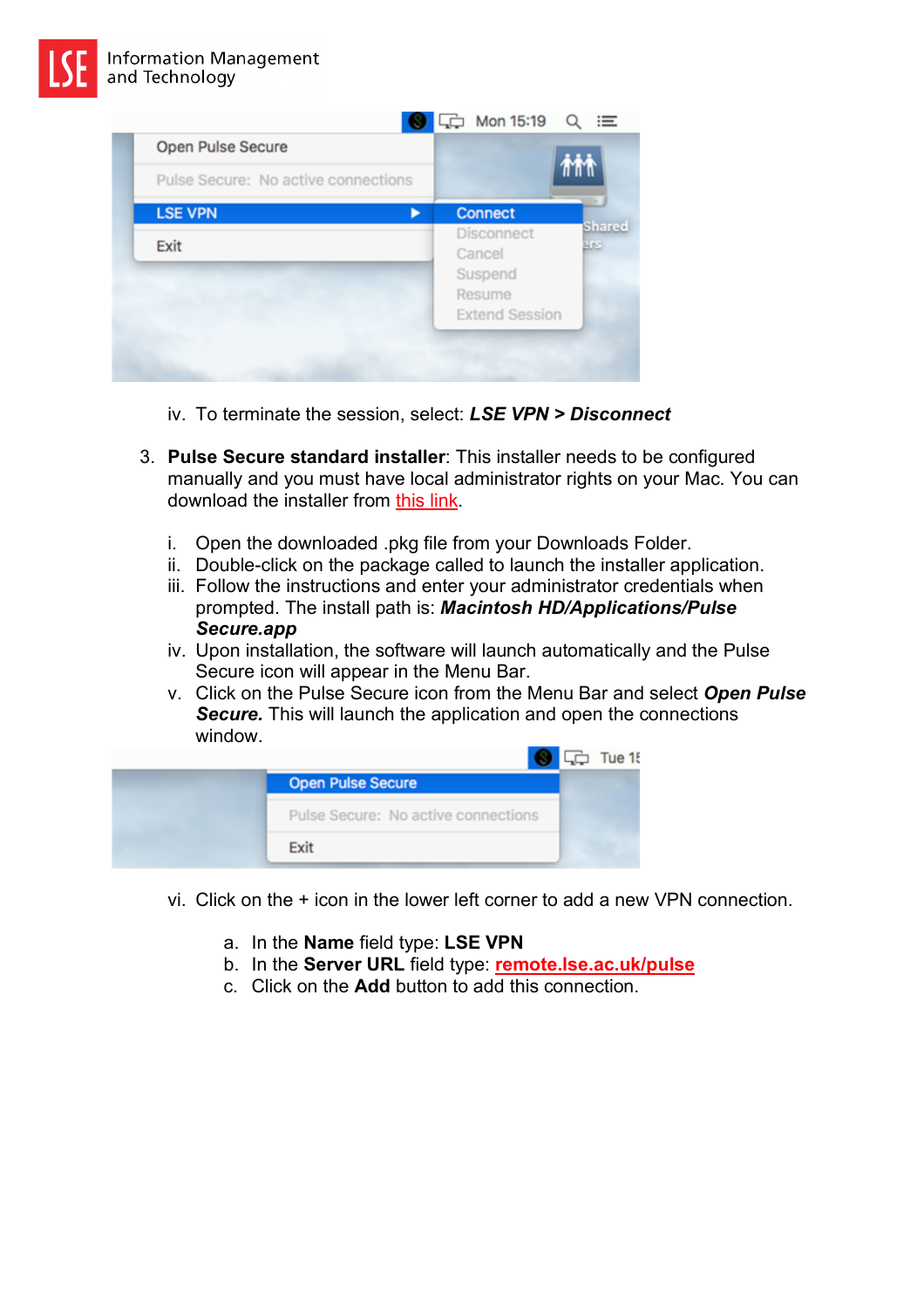iv. To terminate the session, select: ***LSE VPN > Disconnect***

3. **Pulse Secure standard installer**: This installer needs to be configured manually and you must have local administrator rights on your Mac. You can download the installer from this link.

   i. Open the downloaded .pkg file from your Downloads Folder.
   ii. Double-click on the package called to launch the installer application.
   iii. Follow the instructions and enter your administrator credentials when prompted. The install path is: ***Macintosh HD/Applications/Pulse Secure.app***
   iv. Upon installation, the software will launch automatically and the Pulse Secure icon will appear in the Menu Bar.
   v. Click on the Pulse Secure icon from the Menu Bar and select ***Open Pulse Secure.*** This will launch the application and open the connections window.

   vi. Click on the + icon in the lower left corner to add a new VPN connection.

      a. In the **Name** field type: **LSE VPN**
      b. In the **Server URL** field type: **remote.lse.ac.uk/pulse**
      c. Click on the **Add** button to add this connection.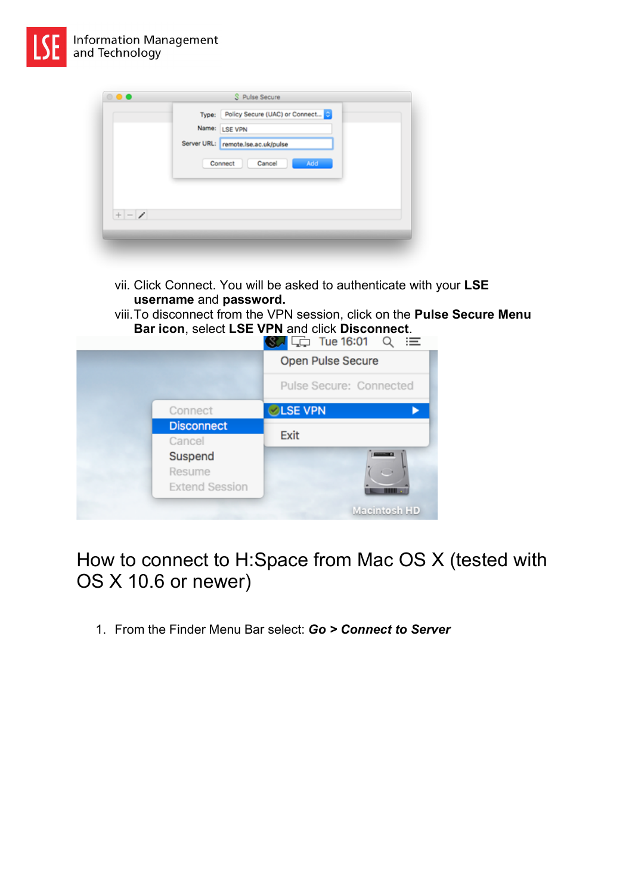vii. Click Connect. You will be asked to authenticate with your **LSE username** and **password.**

viii. To disconnect from the VPN session, click on the **Pulse Secure Menu Bar icon**, select **LSE VPN** and click **Disconnect**.

# How to connect to H:Space from Mac OS X (tested with OS X 10.6 or newer)

1. From the Finder Menu Bar select: ***Go > Connect to Server***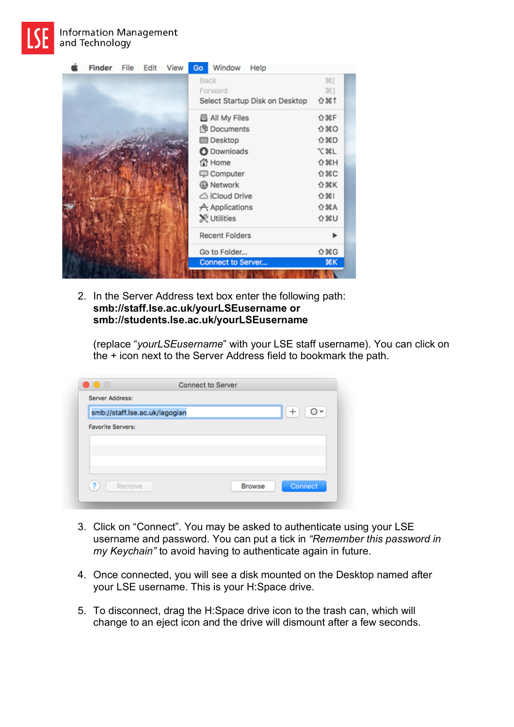2. In the Server Address text box enter the following path:
   **smb://staff.lse.ac.uk/yourLSEusername or smb://students.lse.ac.uk/yourLSEusername**

   (replace "*yourLSEusername*" with your LSE staff username). You can click on the + icon next to the Server Address field to bookmark the path.

3. Click on "Connect". You may be asked to authenticate using your LSE username and password. You can put a tick in *"Remember this password in my Keychain"* to avoid having to authenticate again in future.

4. Once connected, you will see a disk mounted on the Desktop named after your LSE username. This is your H:Space drive.

5. To disconnect, drag the H:Space drive icon to the trash can, which will change to an eject icon and the drive will dismount after a few seconds.